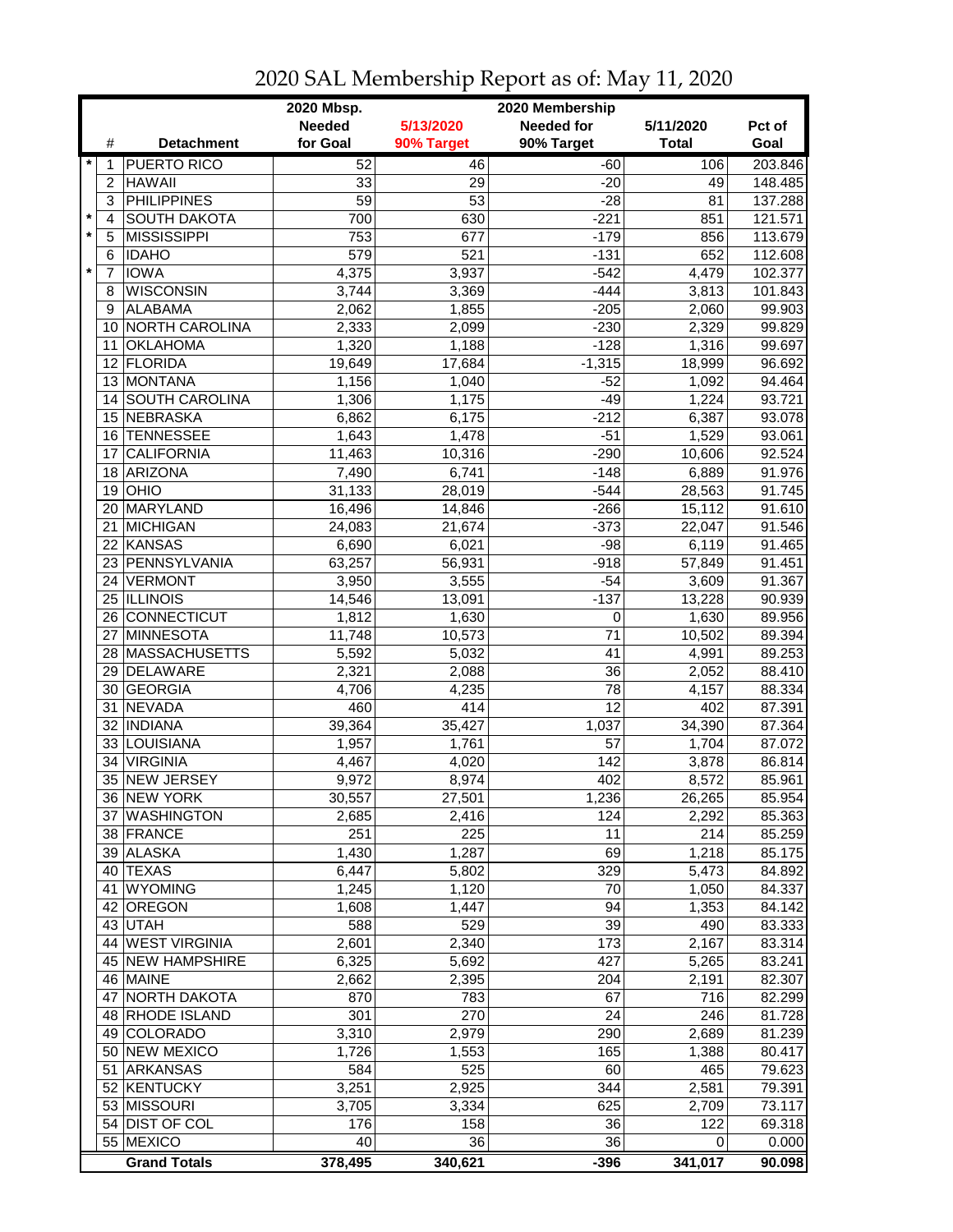# 2020 SAL Membership Report as of: May 11, 2020

| | # | Detachment | 2020 Mbsp. Needed for Goal | 5/13/2020 90% Target | 2020 Membership Needed for 90% Target | 5/11/2020 Total | Pct of Goal |
|---|---|---|---|---|---|---|---|
| * | 1 | PUERTO RICO | 52 | 46 | -60 | 106 | 203.846 |
| | 2 | HAWAII | 33 | 29 | -20 | 49 | 148.485 |
| | 3 | PHILIPPINES | 59 | 53 | -28 | 81 | 137.288 |
| * | 4 | SOUTH DAKOTA | 700 | 630 | -221 | 851 | 121.571 |
| * | 5 | MISSISSIPPI | 753 | 677 | -179 | 856 | 113.679 |
| | 6 | IDAHO | 579 | 521 | -131 | 652 | 112.608 |
| * | 7 | IOWA | 4,375 | 3,937 | -542 | 4,479 | 102.377 |
| | 8 | WISCONSIN | 3,744 | 3,369 | -444 | 3,813 | 101.843 |
| | 9 | ALABAMA | 2,062 | 1,855 | -205 | 2,060 | 99.903 |
| | 10 | NORTH CAROLINA | 2,333 | 2,099 | -230 | 2,329 | 99.829 |
| | 11 | OKLAHOMA | 1,320 | 1,188 | -128 | 1,316 | 99.697 |
| | 12 | FLORIDA | 19,649 | 17,684 | -1,315 | 18,999 | 96.692 |
| | 13 | MONTANA | 1,156 | 1,040 | -52 | 1,092 | 94.464 |
| | 14 | SOUTH CAROLINA | 1,306 | 1,175 | -49 | 1,224 | 93.721 |
| | 15 | NEBRASKA | 6,862 | 6,175 | -212 | 6,387 | 93.078 |
| | 16 | TENNESSEE | 1,643 | 1,478 | -51 | 1,529 | 93.061 |
| | 17 | CALIFORNIA | 11,463 | 10,316 | -290 | 10,606 | 92.524 |
| | 18 | ARIZONA | 7,490 | 6,741 | -148 | 6,889 | 91.976 |
| | 19 | OHIO | 31,133 | 28,019 | -544 | 28,563 | 91.745 |
| | 20 | MARYLAND | 16,496 | 14,846 | -266 | 15,112 | 91.610 |
| | 21 | MICHIGAN | 24,083 | 21,674 | -373 | 22,047 | 91.546 |
| | 22 | KANSAS | 6,690 | 6,021 | -98 | 6,119 | 91.465 |
| | 23 | PENNSYLVANIA | 63,257 | 56,931 | -918 | 57,849 | 91.451 |
| | 24 | VERMONT | 3,950 | 3,555 | -54 | 3,609 | 91.367 |
| | 25 | ILLINOIS | 14,546 | 13,091 | -137 | 13,228 | 90.939 |
| | 26 | CONNECTICUT | 1,812 | 1,630 | 0 | 1,630 | 89.956 |
| | 27 | MINNESOTA | 11,748 | 10,573 | 71 | 10,502 | 89.394 |
| | 28 | MASSACHUSETTS | 5,592 | 5,032 | 41 | 4,991 | 89.253 |
| | 29 | DELAWARE | 2,321 | 2,088 | 36 | 2,052 | 88.410 |
| | 30 | GEORGIA | 4,706 | 4,235 | 78 | 4,157 | 88.334 |
| | 31 | NEVADA | 460 | 414 | 12 | 402 | 87.391 |
| | 32 | INDIANA | 39,364 | 35,427 | 1,037 | 34,390 | 87.364 |
| | 33 | LOUISIANA | 1,957 | 1,761 | 57 | 1,704 | 87.072 |
| | 34 | VIRGINIA | 4,467 | 4,020 | 142 | 3,878 | 86.814 |
| | 35 | NEW JERSEY | 9,972 | 8,974 | 402 | 8,572 | 85.961 |
| | 36 | NEW YORK | 30,557 | 27,501 | 1,236 | 26,265 | 85.954 |
| | 37 | WASHINGTON | 2,685 | 2,416 | 124 | 2,292 | 85.363 |
| | 38 | FRANCE | 251 | 225 | 11 | 214 | 85.259 |
| | 39 | ALASKA | 1,430 | 1,287 | 69 | 1,218 | 85.175 |
| | 40 | TEXAS | 6,447 | 5,802 | 329 | 5,473 | 84.892 |
| | 41 | WYOMING | 1,245 | 1,120 | 70 | 1,050 | 84.337 |
| | 42 | OREGON | 1,608 | 1,447 | 94 | 1,353 | 84.142 |
| | 43 | UTAH | 588 | 529 | 39 | 490 | 83.333 |
| | 44 | WEST VIRGINIA | 2,601 | 2,340 | 173 | 2,167 | 83.314 |
| | 45 | NEW HAMPSHIRE | 6,325 | 5,692 | 427 | 5,265 | 83.241 |
| | 46 | MAINE | 2,662 | 2,395 | 204 | 2,191 | 82.307 |
| | 47 | NORTH DAKOTA | 870 | 783 | 67 | 716 | 82.299 |
| | 48 | RHODE ISLAND | 301 | 270 | 24 | 246 | 81.728 |
| | 49 | COLORADO | 3,310 | 2,979 | 290 | 2,689 | 81.239 |
| | 50 | NEW MEXICO | 1,726 | 1,553 | 165 | 1,388 | 80.417 |
| | 51 | ARKANSAS | 584 | 525 | 60 | 465 | 79.623 |
| | 52 | KENTUCKY | 3,251 | 2,925 | 344 | 2,581 | 79.391 |
| | 53 | MISSOURI | 3,705 | 3,334 | 625 | 2,709 | 73.117 |
| | 54 | DIST OF COL | 176 | 158 | 36 | 122 | 69.318 |
| | 55 | MEXICO | 40 | 36 | 36 | 0 | 0.000 |
| | | **Grand Totals** | **378,495** | **340,621** | **-396** | **341,017** | **90.098** |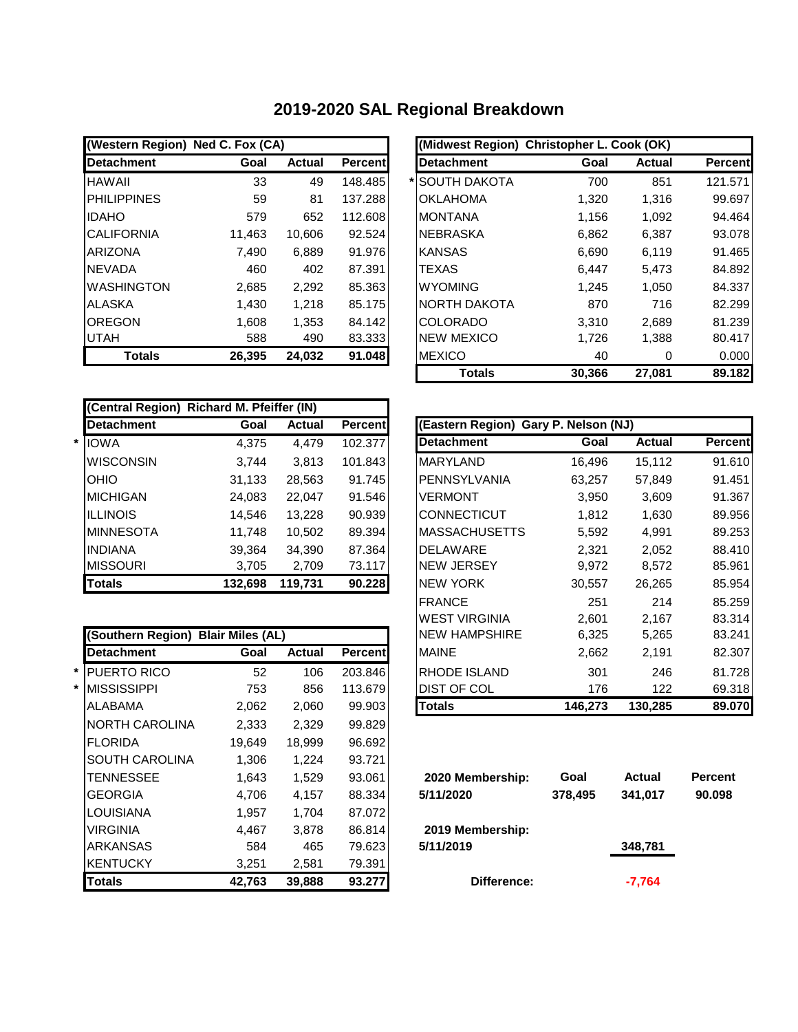# 2019-2020 SAL Regional Breakdown

| (Western Region) Ned C. Fox (CA) | | | |
|---|---|---|---|
| **Detachment** | **Goal** | **Actual** | **Percent** |
| HAWAII | 33 | 49 | 148.485 |
| PHILIPPINES | 59 | 81 | 137.288 |
| IDAHO | 579 | 652 | 112.608 |
| CALIFORNIA | 11,463 | 10,606 | 92.524 |
| ARIZONA | 7,490 | 6,889 | 91.976 |
| NEVADA | 460 | 402 | 87.391 |
| WASHINGTON | 2,685 | 2,292 | 85.363 |
| ALASKA | 1,430 | 1,218 | 85.175 |
| OREGON | 1,608 | 1,353 | 84.142 |
| UTAH | 588 | 490 | 83.333 |
| **Totals** | **26,395** | **24,032** | **91.048** |

| (Midwest Region) Christopher L. Cook (OK) | | | | |
|---|---|---|---|---|
| | **Detachment** | **Goal** | **Actual** | **Percent** |
| * | SOUTH DAKOTA | 700 | 851 | 121.571 |
| | OKLAHOMA | 1,320 | 1,316 | 99.697 |
| | MONTANA | 1,156 | 1,092 | 94.464 |
| | NEBRASKA | 6,862 | 6,387 | 93.078 |
| | KANSAS | 6,690 | 6,119 | 91.465 |
| | TEXAS | 6,447 | 5,473 | 84.892 |
| | WYOMING | 1,245 | 1,050 | 84.337 |
| | NORTH DAKOTA | 870 | 716 | 82.299 |
| | COLORADO | 3,310 | 2,689 | 81.239 |
| | NEW MEXICO | 1,726 | 1,388 | 80.417 |
| | MEXICO | 40 | 0 | 0.000 |
| | **Totals** | **30,366** | **27,081** | **89.182** |

| (Central Region) Richard M. Pfeiffer (IN) | | | | |
|---|---|---|---|---|
| | **Detachment** | **Goal** | **Actual** | **Percent** |
| * | IOWA | 4,375 | 4,479 | 102.377 |
| | WISCONSIN | 3,744 | 3,813 | 101.843 |
| | OHIO | 31,133 | 28,563 | 91.745 |
| | MICHIGAN | 24,083 | 22,047 | 91.546 |
| | ILLINOIS | 14,546 | 13,228 | 90.939 |
| | MINNESOTA | 11,748 | 10,502 | 89.394 |
| | INDIANA | 39,364 | 34,390 | 87.364 |
| | MISSOURI | 3,705 | 2,709 | 73.117 |
| | **Totals** | **132,698** | **119,731** | **90.228** |

| (Eastern Region) Gary P. Nelson (NJ) | | | |
|---|---|---|---|
| **Detachment** | **Goal** | **Actual** | **Percent** |
| MARYLAND | 16,496 | 15,112 | 91.610 |
| PENNSYLVANIA | 63,257 | 57,849 | 91.451 |
| VERMONT | 3,950 | 3,609 | 91.367 |
| CONNECTICUT | 1,812 | 1,630 | 89.956 |
| MASSACHUSETTS | 5,592 | 4,991 | 89.253 |
| DELAWARE | 2,321 | 2,052 | 88.410 |
| NEW JERSEY | 9,972 | 8,572 | 85.961 |
| NEW YORK | 30,557 | 26,265 | 85.954 |
| FRANCE | 251 | 214 | 85.259 |
| WEST VIRGINIA | 2,601 | 2,167 | 83.314 |
| NEW HAMPSHIRE | 6,325 | 5,265 | 83.241 |
| MAINE | 2,662 | 2,191 | 82.307 |
| RHODE ISLAND | 301 | 246 | 81.728 |
| DIST OF COL | 176 | 122 | 69.318 |
| **Totals** | **146,273** | **130,285** | **89.070** |

| (Southern Region) Blair Miles (AL) | | | | |
|---|---|---|---|---|
| | **Detachment** | **Goal** | **Actual** | **Percent** |
| * | PUERTO RICO | 52 | 106 | 203.846 |
| * | MISSISSIPPI | 753 | 856 | 113.679 |
| | ALABAMA | 2,062 | 2,060 | 99.903 |
| | NORTH CAROLINA | 2,333 | 2,329 | 99.829 |
| | FLORIDA | 19,649 | 18,999 | 96.692 |
| | SOUTH CAROLINA | 1,306 | 1,224 | 93.721 |
| | TENNESSEE | 1,643 | 1,529 | 93.061 |
| | GEORGIA | 4,706 | 4,157 | 88.334 |
| | LOUISIANA | 1,957 | 1,704 | 87.072 |
| | VIRGINIA | 4,467 | 3,878 | 86.814 |
| | ARKANSAS | 584 | 465 | 79.623 |
| | KENTUCKY | 3,251 | 2,581 | 79.391 |
| | **Totals** | **42,763** | **39,888** | **93.277** |

| | | | |
|---|---|---|---|
| **2020 Membership:** | **Goal** | **Actual** | **Percent** |
| **5/11/2020** | **378,495** | **341,017** | **90.098** |
| **2019 Membership:** | | | |
| **5/11/2019** | | **348,781** | |
| **Difference:** | | **-7,764** | |